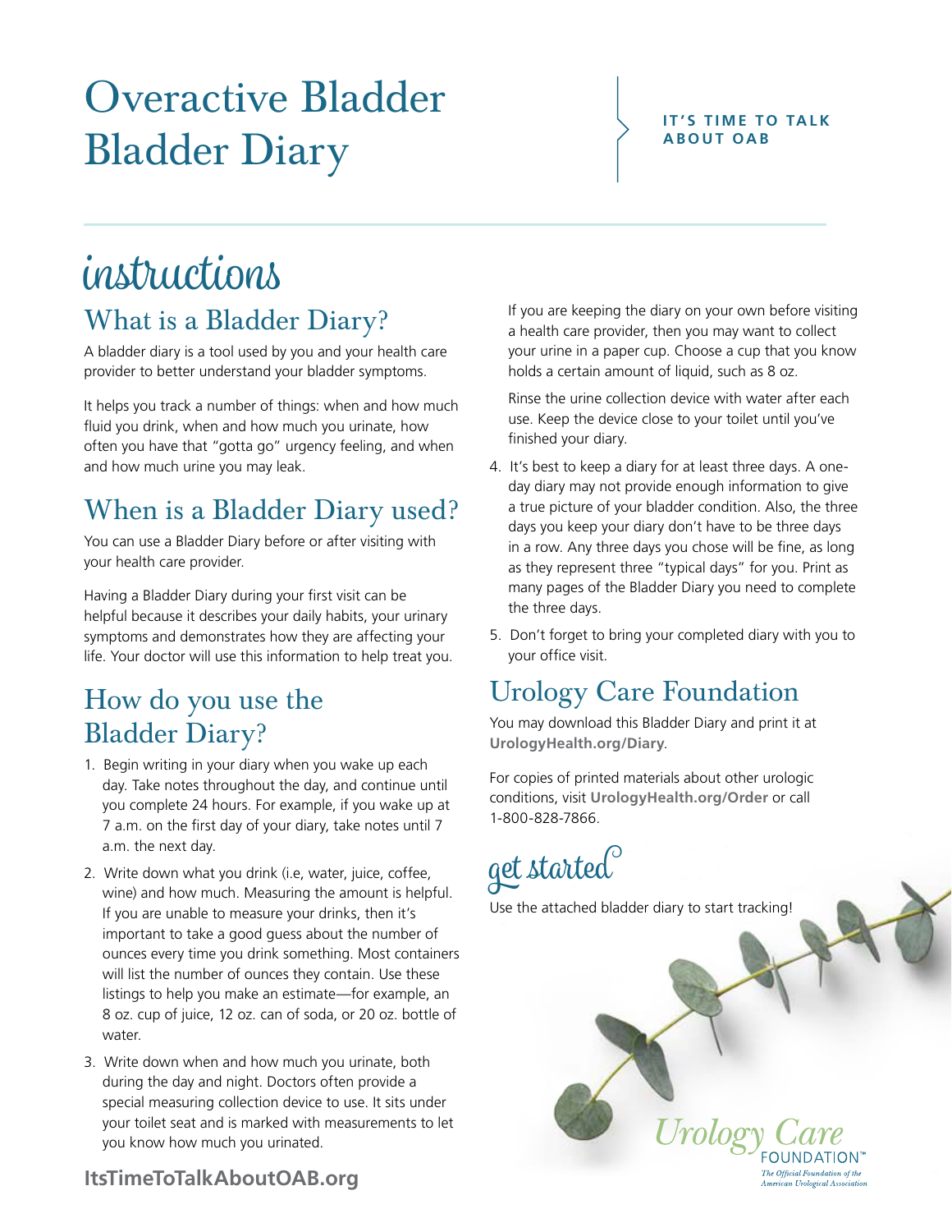# Overactive Bladder Bladder Diary

**IT'S TIME TO TALK ABOUT OAB**

## instructions

### What is a Bladder Diary?

A bladder diary is a tool used by you and your health care provider to better understand your bladder symptoms.

It helps you track a number of things: when and how much fluid you drink, when and how much you urinate, how often you have that "gotta go" urgency feeling, and when and how much urine you may leak.

### When is a Bladder Diary used?

You can use a Bladder Diary before or after visiting with your health care provider.

Having a Bladder Diary during your first visit can be helpful because it describes your daily habits, your urinary symptoms and demonstrates how they are affecting your life. Your doctor will use this information to help treat you.

### How do you use the Bladder Diary?

1. Begin writing in your diary when you wake up each day. Take notes throughout the day, and continue until you complete 24 hours. For example, if you wake up at 7 a.m. on the first day of your diary, take notes until 7 a.m. the next day.
2. Write down what you drink (i.e, water, juice, coffee, wine) and how much. Measuring the amount is helpful. If you are unable to measure your drinks, then it's important to take a good guess about the number of ounces every time you drink something. Most containers will list the number of ounces they contain. Use these listings to help you make an estimate—for example, an 8 oz. cup of juice, 12 oz. can of soda, or 20 oz. bottle of water.
3. Write down when and how much you urinate, both during the day and night. Doctors often provide a special measuring collection device to use. It sits under your toilet seat and is marked with measurements to let you know how much you urinated.

   If you are keeping the diary on your own before visiting a health care provider, then you may want to collect your urine in a paper cup. Choose a cup that you know holds a certain amount of liquid, such as 8 oz.

   Rinse the urine collection device with water after each use. Keep the device close to your toilet until you've finished your diary.
4. It's best to keep a diary for at least three days. A one-day diary may not provide enough information to give a true picture of your bladder condition. Also, the three days you keep your diary don't have to be three days in a row. Any three days you chose will be fine, as long as they represent three "typical days" for you. Print as many pages of the Bladder Diary you need to complete the three days.
5. Don't forget to bring your completed diary with you to your office visit.

### Urology Care Foundation

You may download this Bladder Diary and print it at **UrologyHealth.org/Diary**.

For copies of printed materials about other urologic conditions, visit **UrologyHealth.org/Order** or call 1-800-828-7866.

## get started

Use the attached bladder diary to start tracking!

Urology Care FOUNDATION™
*The Official Foundation of the American Urological Association*

**ItsTimeToTalkAboutOAB.org**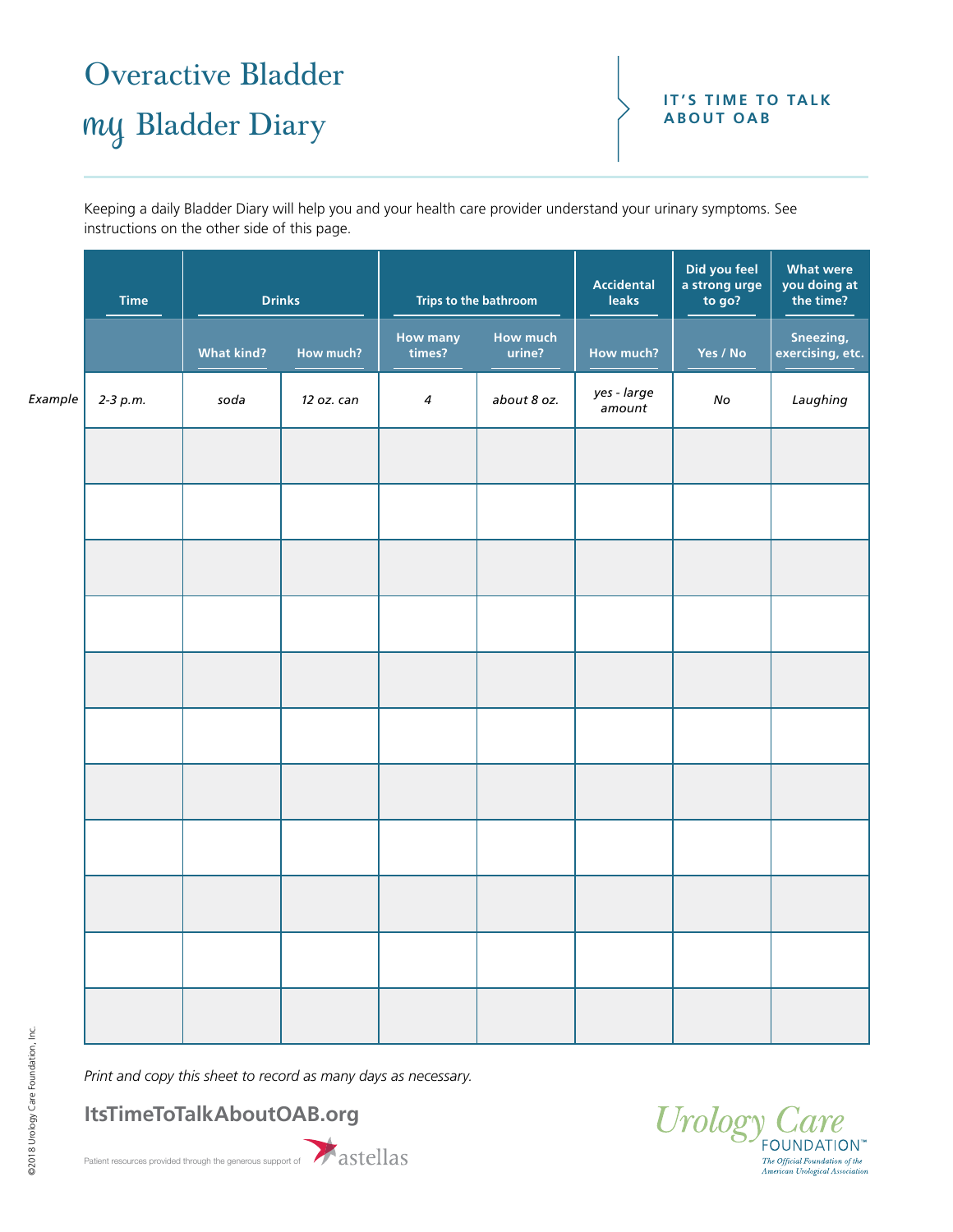# Overactive Bladder

# *my* Bladder Diary

**IT'S TIME TO TALK ABOUT OAB**

Keeping a daily Bladder Diary will help you and your health care provider understand your urinary symptoms. See instructions on the other side of this page.

| | Time | Drinks | | Trips to the bathroom | | Accidental leaks | Did you feel a strong urge to go? | What were you doing at the time? |
|---|---|---|---|---|---|---|---|---|
| | | What kind? | How much? | How many times? | How much urine? | How much? | Yes / No | Sneezing, exercising, etc. |
| *Example* | *2-3 p.m.* | *soda* | *12 oz. can* | *4* | *about 8 oz.* | *yes - large amount* | *No* | *Laughing* |
| | | | | | | | | |
| | | | | | | | | |
| | | | | | | | | |
| | | | | | | | | |
| | | | | | | | | |
| | | | | | | | | |
| | | | | | | | | |
| | | | | | | | | |
| | | | | | | | | |
| | | | | | | | | |
| | | | | | | | | |

*Print and copy this sheet to record as many days as necessary.*

**ItsTimeToTalkAboutOAB.org**

Patient resources provided through the generous support of astellas

Urology Care FOUNDATION™
*The Official Foundation of the American Urological Association*

©2018 Urology Care Foundation, Inc.